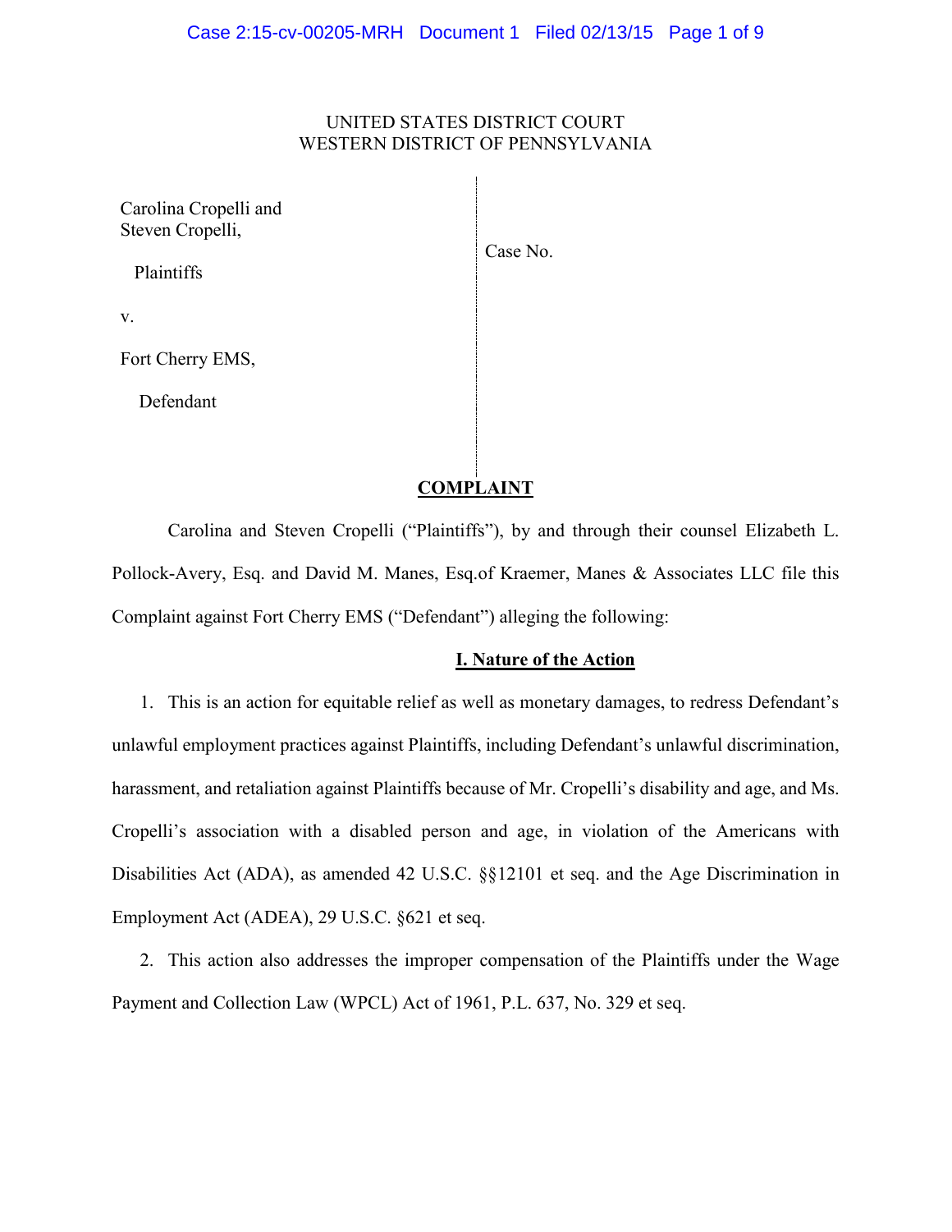UNITED STATES DISTRICT COURT
WESTERN DISTRICT OF PENNSYLVANIA

Carolina Cropelli and
Steven Cropelli,

Plaintiffs

v.

Fort Cherry EMS,

Defendant

Case No.

## COMPLAINT

Carolina and Steven Cropelli ("Plaintiffs"), by and through their counsel Elizabeth L. Pollock-Avery, Esq. and David M. Manes, Esq.of Kraemer, Manes & Associates LLC file this Complaint against Fort Cherry EMS ("Defendant") alleging the following:

### I. Nature of the Action

1. This is an action for equitable relief as well as monetary damages, to redress Defendant's unlawful employment practices against Plaintiffs, including Defendant's unlawful discrimination, harassment, and retaliation against Plaintiffs because of Mr. Cropelli's disability and age, and Ms. Cropelli's association with a disabled person and age, in violation of the Americans with Disabilities Act (ADA), as amended 42 U.S.C. §§12101 et seq. and the Age Discrimination in Employment Act (ADEA), 29 U.S.C. §621 et seq.

2. This action also addresses the improper compensation of the Plaintiffs under the Wage Payment and Collection Law (WPCL) Act of 1961, P.L. 637, No. 329 et seq.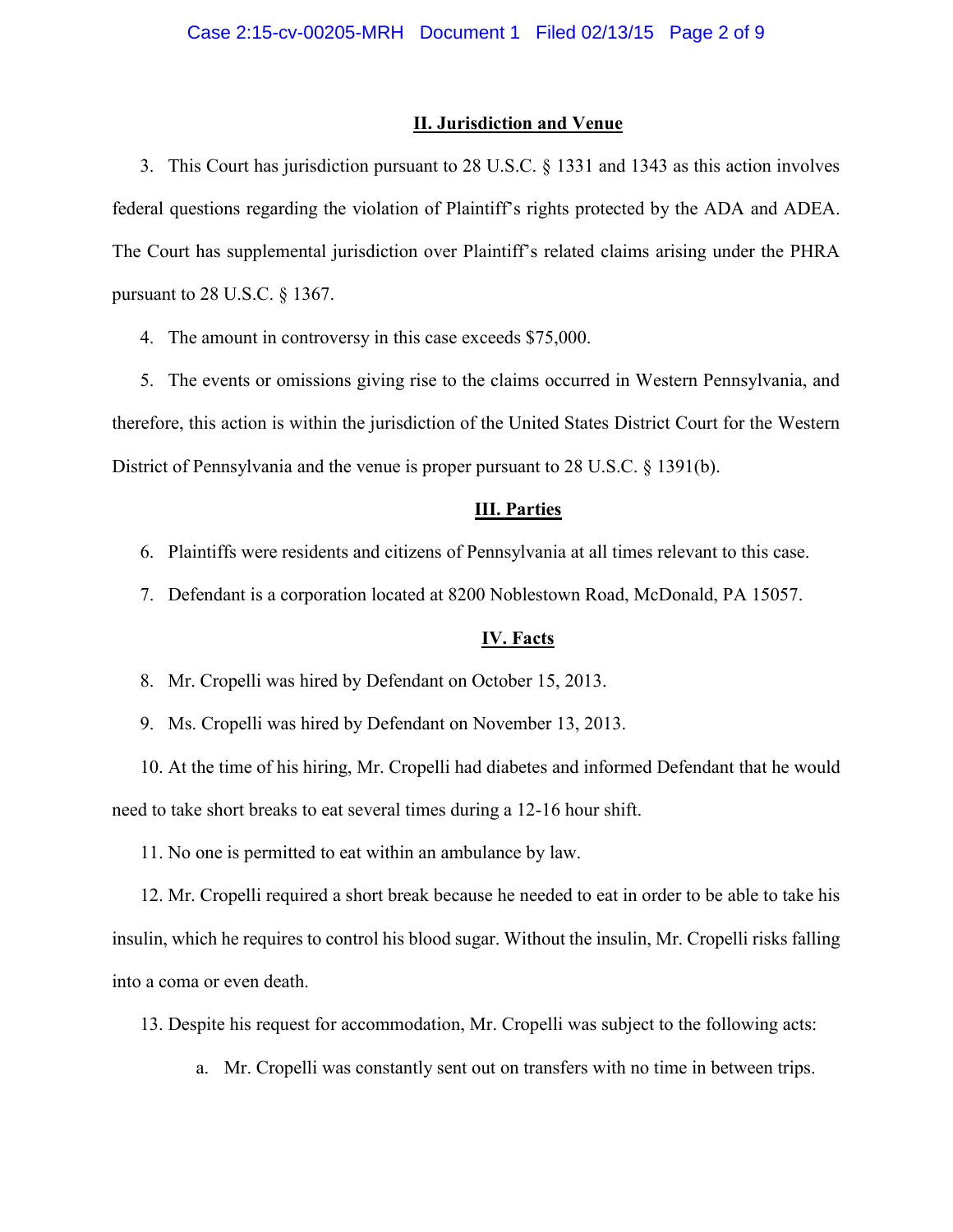## II. Jurisdiction and Venue

3. This Court has jurisdiction pursuant to 28 U.S.C. § 1331 and 1343 as this action involves federal questions regarding the violation of Plaintiff's rights protected by the ADA and ADEA. The Court has supplemental jurisdiction over Plaintiff's related claims arising under the PHRA pursuant to 28 U.S.C. § 1367.

4. The amount in controversy in this case exceeds $75,000.

5. The events or omissions giving rise to the claims occurred in Western Pennsylvania, and therefore, this action is within the jurisdiction of the United States District Court for the Western District of Pennsylvania and the venue is proper pursuant to 28 U.S.C. § 1391(b).

## III. Parties

6. Plaintiffs were residents and citizens of Pennsylvania at all times relevant to this case.

7. Defendant is a corporation located at 8200 Noblestown Road, McDonald, PA 15057.

## IV. Facts

8. Mr. Cropelli was hired by Defendant on October 15, 2013.

9. Ms. Cropelli was hired by Defendant on November 13, 2013.

10. At the time of his hiring, Mr. Cropelli had diabetes and informed Defendant that he would need to take short breaks to eat several times during a 12-16 hour shift.

11. No one is permitted to eat within an ambulance by law.

12. Mr. Cropelli required a short break because he needed to eat in order to be able to take his insulin, which he requires to control his blood sugar. Without the insulin, Mr. Cropelli risks falling into a coma or even death.

13. Despite his request for accommodation, Mr. Cropelli was subject to the following acts:

   a. Mr. Cropelli was constantly sent out on transfers with no time in between trips.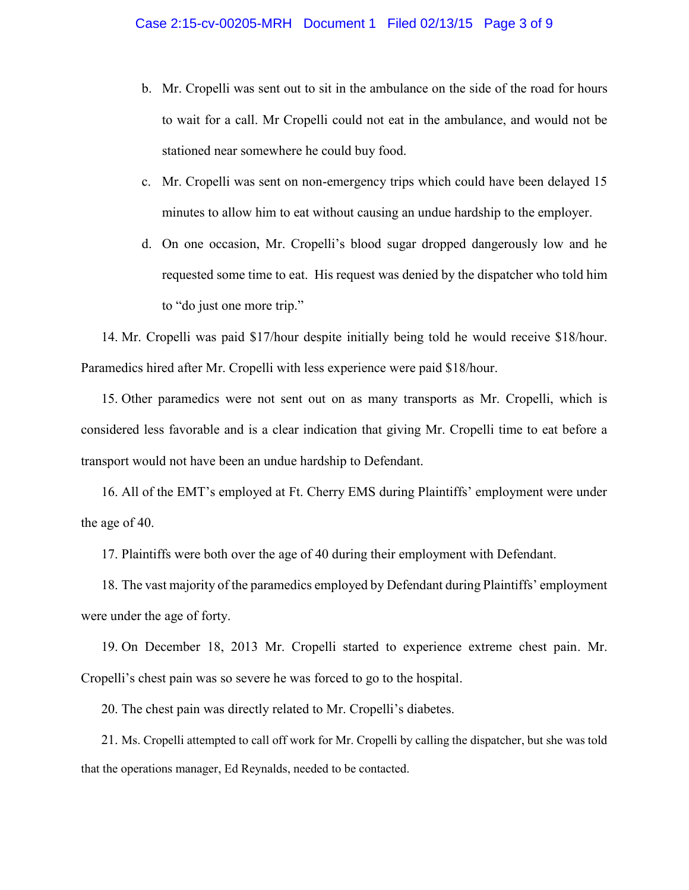b. Mr. Cropelli was sent out to sit in the ambulance on the side of the road for hours to wait for a call. Mr Cropelli could not eat in the ambulance, and would not be stationed near somewhere he could buy food.

c. Mr. Cropelli was sent on non-emergency trips which could have been delayed 15 minutes to allow him to eat without causing an undue hardship to the employer.

d. On one occasion, Mr. Cropelli's blood sugar dropped dangerously low and he requested some time to eat. His request was denied by the dispatcher who told him to "do just one more trip."

14. Mr. Cropelli was paid $17/hour despite initially being told he would receive $18/hour. Paramedics hired after Mr. Cropelli with less experience were paid $18/hour.

15. Other paramedics were not sent out on as many transports as Mr. Cropelli, which is considered less favorable and is a clear indication that giving Mr. Cropelli time to eat before a transport would not have been an undue hardship to Defendant.

16. All of the EMT's employed at Ft. Cherry EMS during Plaintiffs' employment were under the age of 40.

17. Plaintiffs were both over the age of 40 during their employment with Defendant.

18. The vast majority of the paramedics employed by Defendant during Plaintiffs' employment were under the age of forty.

19. On December 18, 2013 Mr. Cropelli started to experience extreme chest pain. Mr. Cropelli's chest pain was so severe he was forced to go to the hospital.

20. The chest pain was directly related to Mr. Cropelli's diabetes.

21. Ms. Cropelli attempted to call off work for Mr. Cropelli by calling the dispatcher, but she was told that the operations manager, Ed Reynalds, needed to be contacted.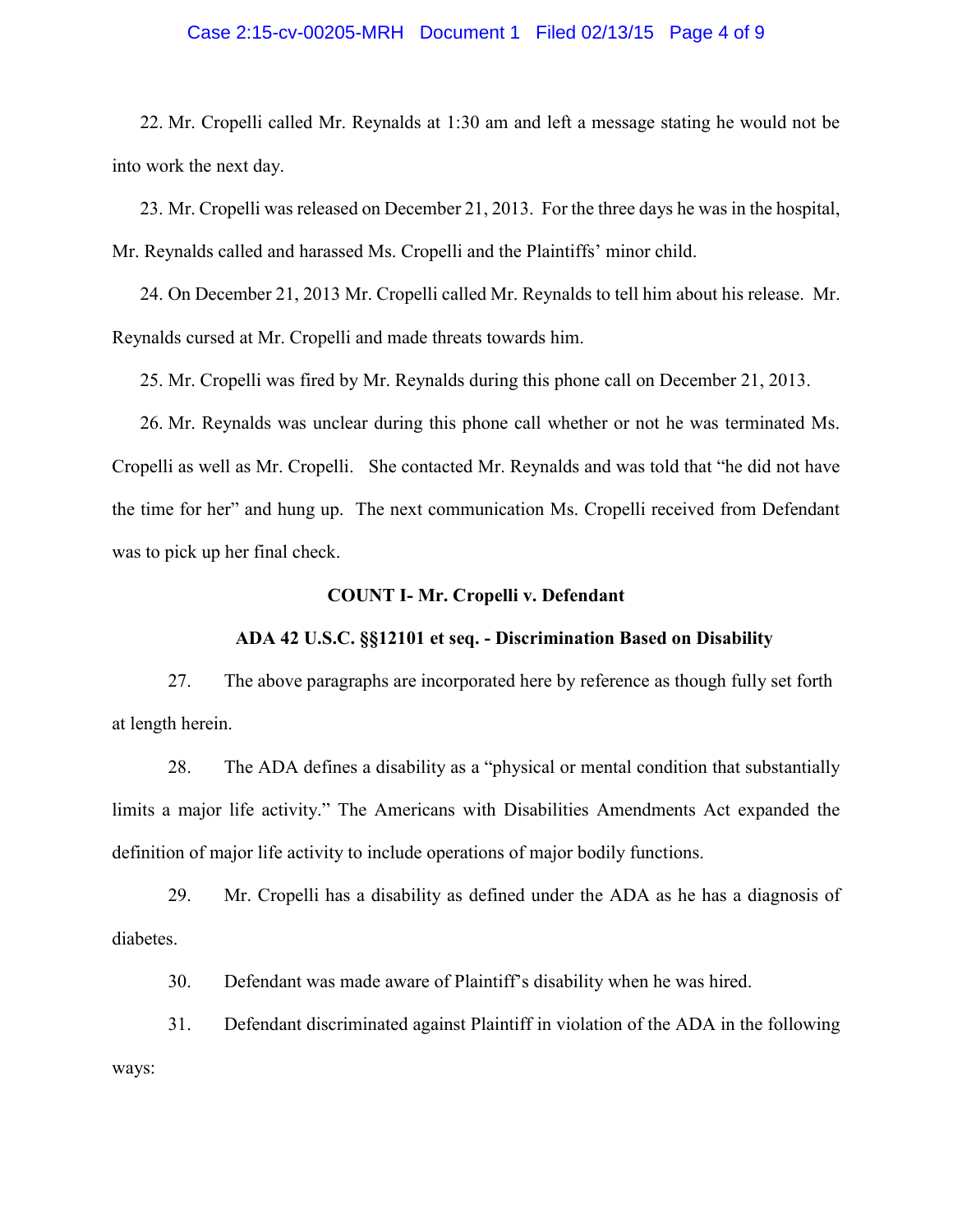22. Mr. Cropelli called Mr. Reynalds at 1:30 am and left a message stating he would not be into work the next day.

23. Mr. Cropelli was released on December 21, 2013. For the three days he was in the hospital, Mr. Reynalds called and harassed Ms. Cropelli and the Plaintiffs' minor child.

24. On December 21, 2013 Mr. Cropelli called Mr. Reynalds to tell him about his release. Mr. Reynalds cursed at Mr. Cropelli and made threats towards him.

25. Mr. Cropelli was fired by Mr. Reynalds during this phone call on December 21, 2013.

26. Mr. Reynalds was unclear during this phone call whether or not he was terminated Ms. Cropelli as well as Mr. Cropelli. She contacted Mr. Reynalds and was told that "he did not have the time for her" and hung up. The next communication Ms. Cropelli received from Defendant was to pick up her final check.

**COUNT I- Mr. Cropelli v. Defendant**

**ADA 42 U.S.C. §§12101 et seq. - Discrimination Based on Disability**

27. The above paragraphs are incorporated here by reference as though fully set forth at length herein.

28. The ADA defines a disability as a "physical or mental condition that substantially limits a major life activity." The Americans with Disabilities Amendments Act expanded the definition of major life activity to include operations of major bodily functions.

29. Mr. Cropelli has a disability as defined under the ADA as he has a diagnosis of diabetes.

30. Defendant was made aware of Plaintiff's disability when he was hired.

31. Defendant discriminated against Plaintiff in violation of the ADA in the following ways: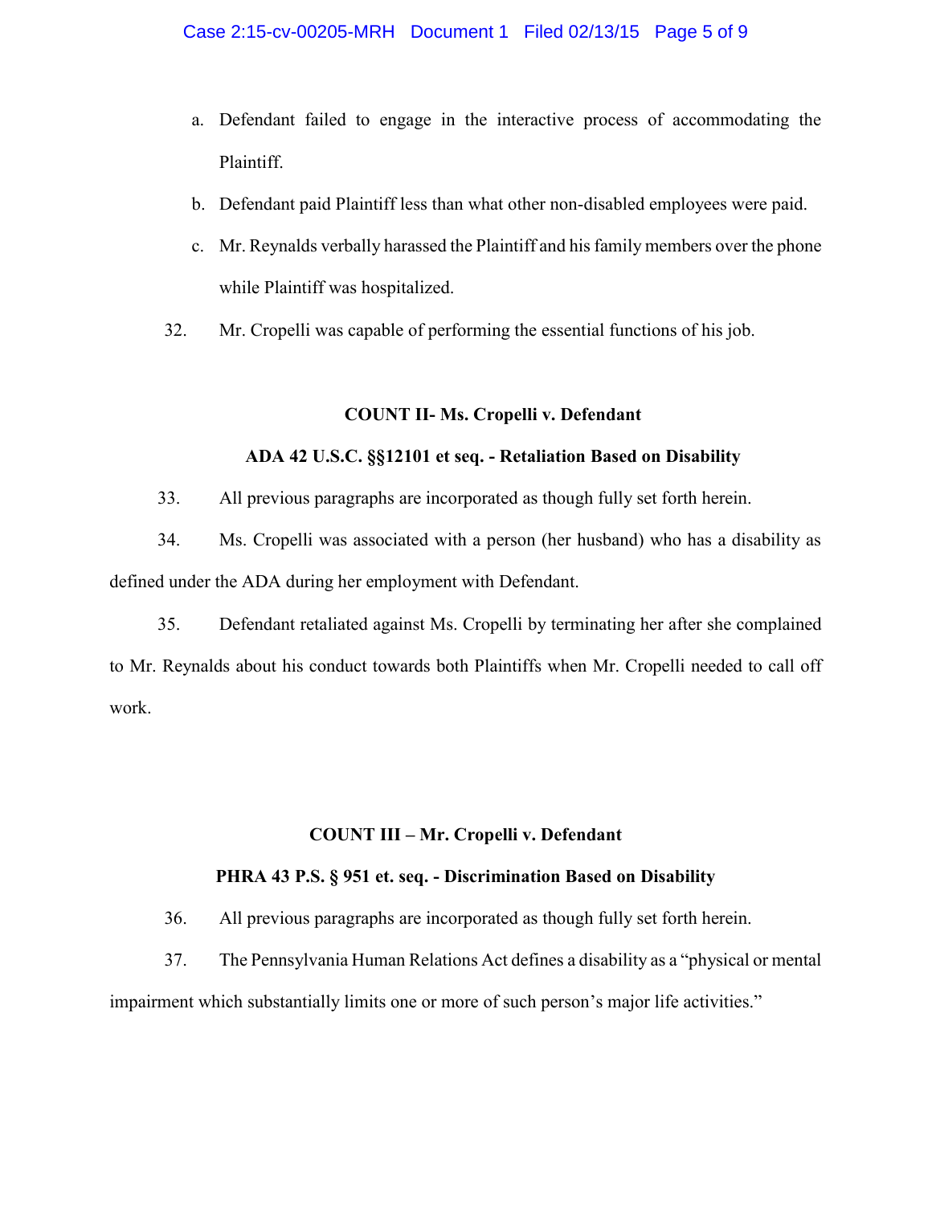a. Defendant failed to engage in the interactive process of accommodating the Plaintiff.

b. Defendant paid Plaintiff less than what other non-disabled employees were paid.

c. Mr. Reynalds verbally harassed the Plaintiff and his family members over the phone while Plaintiff was hospitalized.

32. Mr. Cropelli was capable of performing the essential functions of his job.

**COUNT II- Ms. Cropelli v. Defendant**

**ADA 42 U.S.C. §§12101 et seq. - Retaliation Based on Disability**

33. All previous paragraphs are incorporated as though fully set forth herein.

34. Ms. Cropelli was associated with a person (her husband) who has a disability as defined under the ADA during her employment with Defendant.

35. Defendant retaliated against Ms. Cropelli by terminating her after she complained to Mr. Reynalds about his conduct towards both Plaintiffs when Mr. Cropelli needed to call off work.

**COUNT III – Mr. Cropelli v. Defendant**

**PHRA 43 P.S. § 951 et. seq. - Discrimination Based on Disability**

36. All previous paragraphs are incorporated as though fully set forth herein.

37. The Pennsylvania Human Relations Act defines a disability as a "physical or mental impairment which substantially limits one or more of such person's major life activities."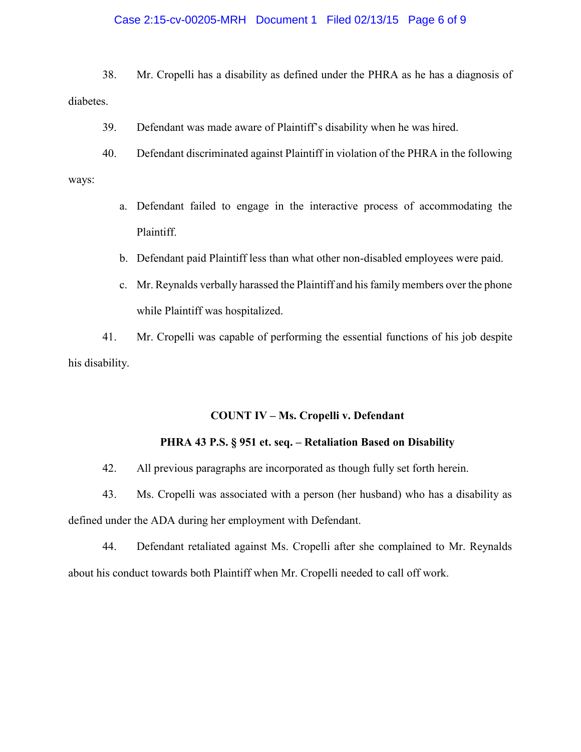38. Mr. Cropelli has a disability as defined under the PHRA as he has a diagnosis of diabetes.

39. Defendant was made aware of Plaintiff's disability when he was hired.

40. Defendant discriminated against Plaintiff in violation of the PHRA in the following ways:

   a. Defendant failed to engage in the interactive process of accommodating the Plaintiff.

   b. Defendant paid Plaintiff less than what other non-disabled employees were paid.

   c. Mr. Reynalds verbally harassed the Plaintiff and his family members over the phone while Plaintiff was hospitalized.

41. Mr. Cropelli was capable of performing the essential functions of his job despite his disability.

**COUNT IV – Ms. Cropelli v. Defendant**

**PHRA 43 P.S. § 951 et. seq. – Retaliation Based on Disability**

42. All previous paragraphs are incorporated as though fully set forth herein.

43. Ms. Cropelli was associated with a person (her husband) who has a disability as defined under the ADA during her employment with Defendant.

44. Defendant retaliated against Ms. Cropelli after she complained to Mr. Reynalds about his conduct towards both Plaintiff when Mr. Cropelli needed to call off work.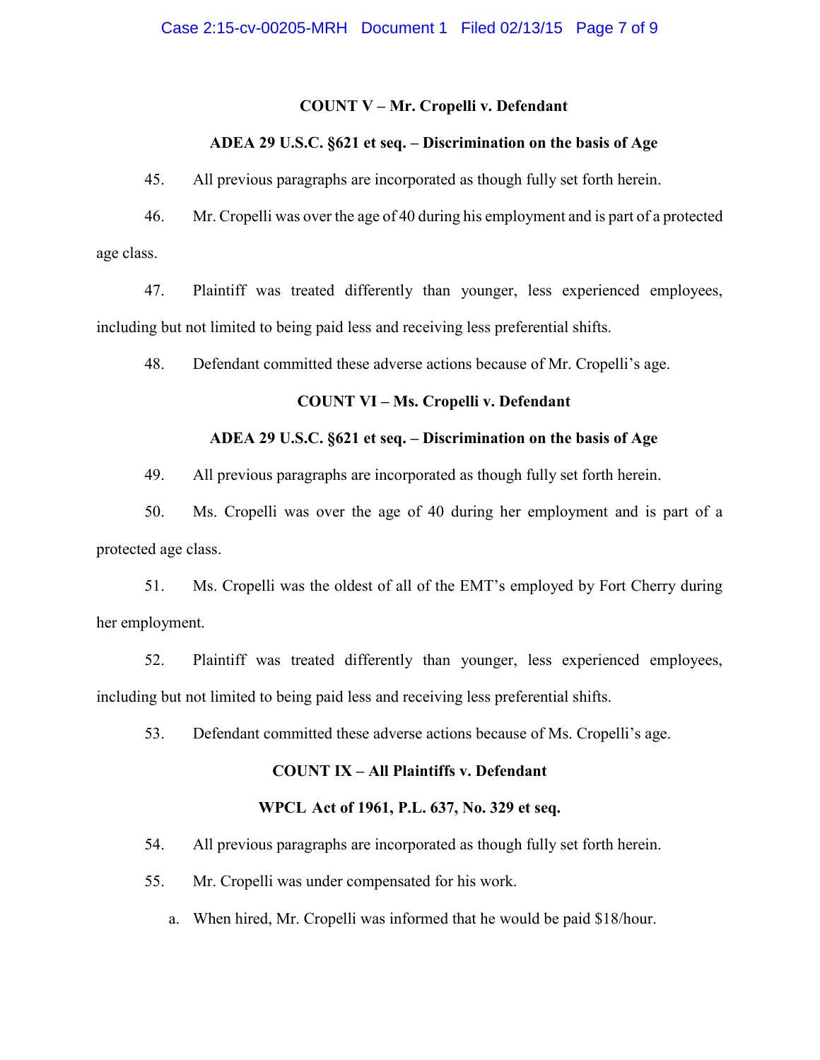**COUNT V – Mr. Cropelli v. Defendant**

**ADEA 29 U.S.C. §621 et seq. – Discrimination on the basis of Age**

45. All previous paragraphs are incorporated as though fully set forth herein.

46. Mr. Cropelli was over the age of 40 during his employment and is part of a protected age class.

47. Plaintiff was treated differently than younger, less experienced employees, including but not limited to being paid less and receiving less preferential shifts.

48. Defendant committed these adverse actions because of Mr. Cropelli's age.

**COUNT VI – Ms. Cropelli v. Defendant**

**ADEA 29 U.S.C. §621 et seq. – Discrimination on the basis of Age**

49. All previous paragraphs are incorporated as though fully set forth herein.

50. Ms. Cropelli was over the age of 40 during her employment and is part of a protected age class.

51. Ms. Cropelli was the oldest of all of the EMT's employed by Fort Cherry during her employment.

52. Plaintiff was treated differently than younger, less experienced employees, including but not limited to being paid less and receiving less preferential shifts.

53. Defendant committed these adverse actions because of Ms. Cropelli's age.

**COUNT IX – All Plaintiffs v. Defendant**

**WPCL Act of 1961, P.L. 637, No. 329 et seq.**

54. All previous paragraphs are incorporated as though fully set forth herein.

55. Mr. Cropelli was under compensated for his work.

   a. When hired, Mr. Cropelli was informed that he would be paid $18/hour.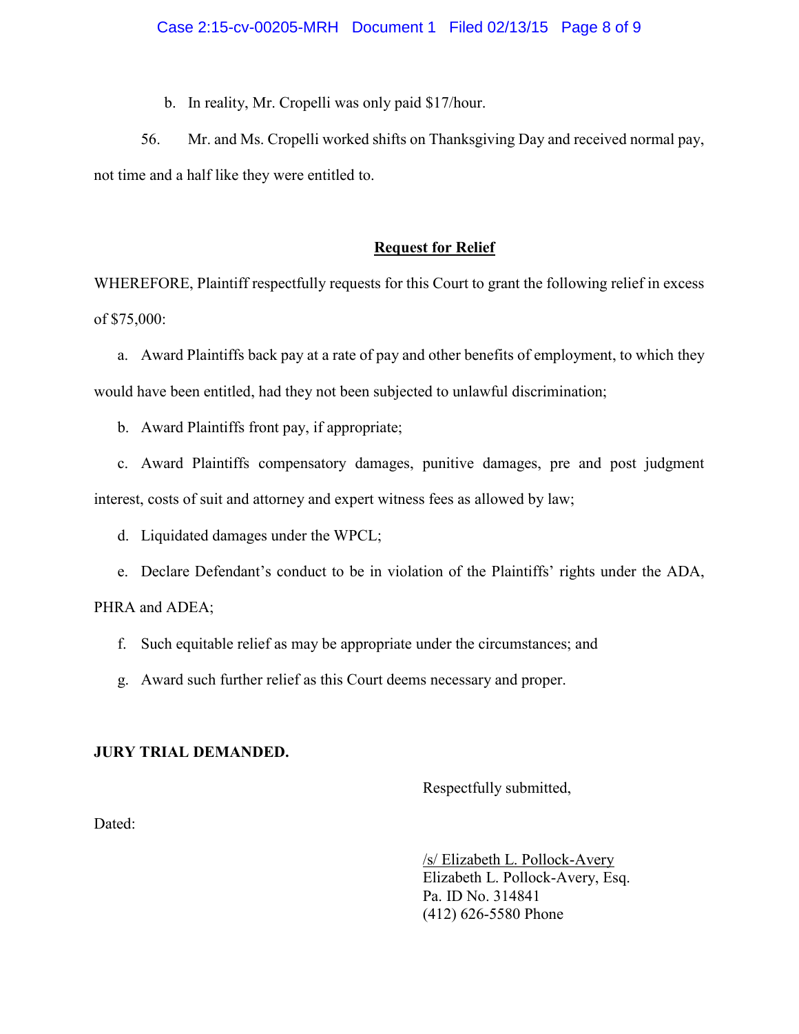b. In reality, Mr. Cropelli was only paid $17/hour.

56. Mr. and Ms. Cropelli worked shifts on Thanksgiving Day and received normal pay, not time and a half like they were entitled to.

## **Request for Relief**

WHEREFORE, Plaintiff respectfully requests for this Court to grant the following relief in excess of $75,000:

a. Award Plaintiffs back pay at a rate of pay and other benefits of employment, to which they would have been entitled, had they not been subjected to unlawful discrimination;

b. Award Plaintiffs front pay, if appropriate;

c. Award Plaintiffs compensatory damages, punitive damages, pre and post judgment interest, costs of suit and attorney and expert witness fees as allowed by law;

d. Liquidated damages under the WPCL;

e. Declare Defendant's conduct to be in violation of the Plaintiffs' rights under the ADA, PHRA and ADEA;

f. Such equitable relief as may be appropriate under the circumstances; and

g. Award such further relief as this Court deems necessary and proper.

**JURY TRIAL DEMANDED.**

Respectfully submitted,

Dated:

/s/ Elizabeth L. Pollock-Avery
Elizabeth L. Pollock-Avery, Esq.
Pa. ID No. 314841
(412) 626-5580 Phone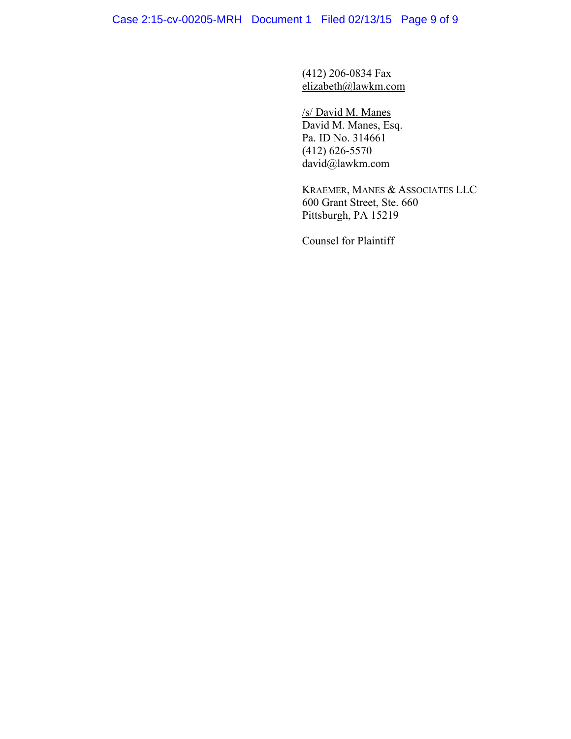(412) 206-0834 Fax
elizabeth@lawkm.com

/s/ David M. Manes
David M. Manes, Esq.
Pa. ID No. 314661
(412) 626-5570
david@lawkm.com

KRAEMER, MANES & ASSOCIATES LLC
600 Grant Street, Ste. 660
Pittsburgh, PA 15219

Counsel for Plaintiff